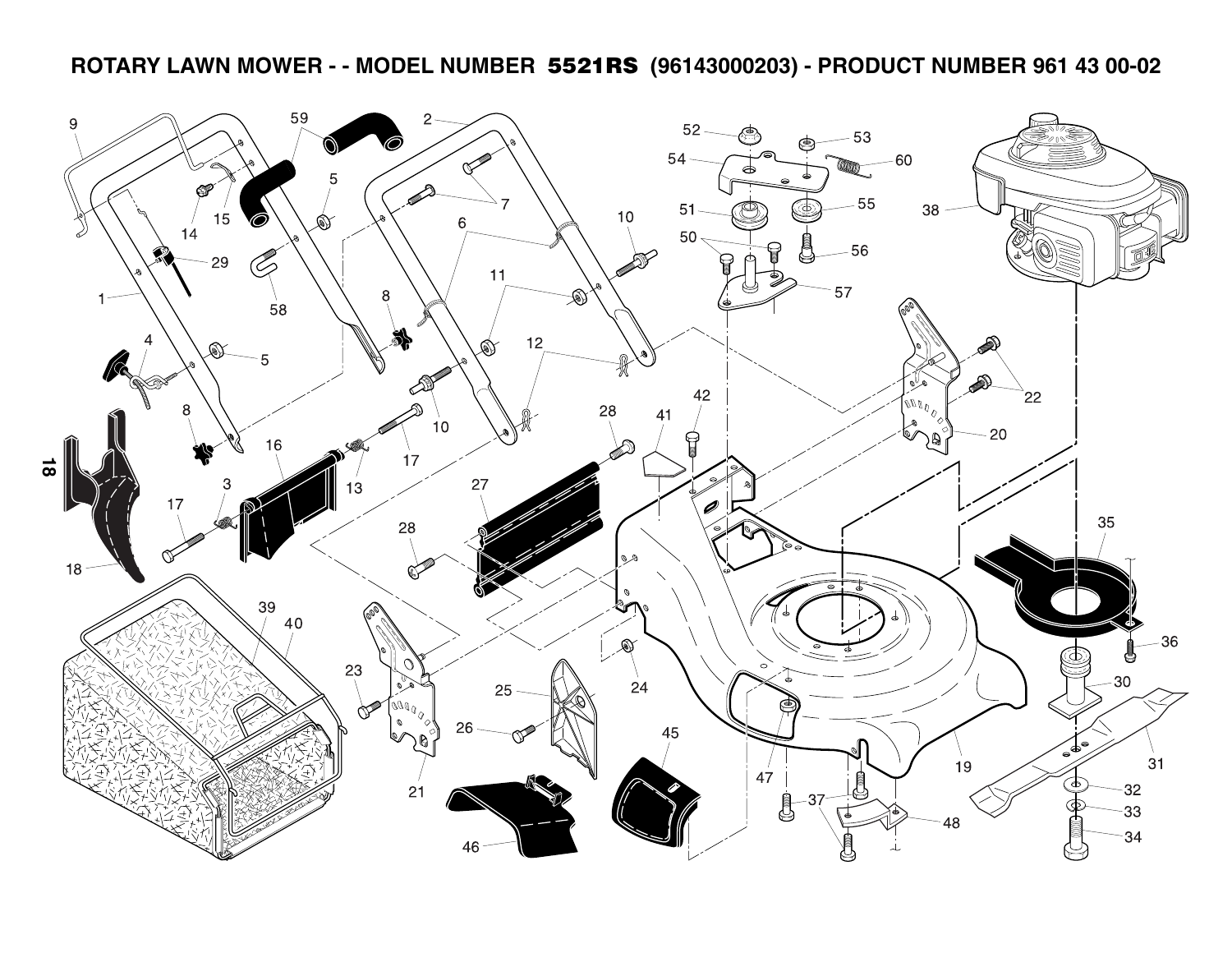# ROTARY LAWN MOWER - - MODEL NUMBER 5521RS (96143000203) - PRODUCT NUMBER 961 43 00-02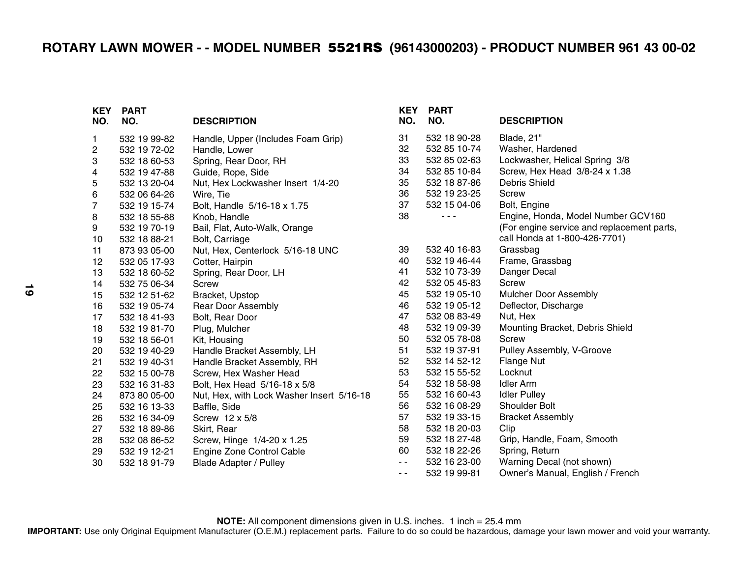# ROTARY LAWN MOWER - - MODEL NUMBER 5521RS (96143000203) - PRODUCT NUMBER 961 43 00-02

| KEY NO. | PART NO. | DESCRIPTION |
|---|---|---|
| 1 | 532 19 99-82 | Handle, Upper (Includes Foam Grip) |
| 2 | 532 19 72-02 | Handle, Lower |
| 3 | 532 18 60-53 | Spring, Rear Door, RH |
| 4 | 532 19 47-88 | Guide, Rope, Side |
| 5 | 532 13 20-04 | Nut, Hex Lockwasher Insert 1/4-20 |
| 6 | 532 06 64-26 | Wire, Tie |
| 7 | 532 19 15-74 | Bolt, Handle 5/16-18 x 1.75 |
| 8 | 532 18 55-88 | Knob, Handle |
| 9 | 532 19 70-19 | Bail, Flat, Auto-Walk, Orange |
| 10 | 532 18 88-21 | Bolt, Carriage |
| 11 | 873 93 05-00 | Nut, Hex, Centerlock 5/16-18 UNC |
| 12 | 532 05 17-93 | Cotter, Hairpin |
| 13 | 532 18 60-52 | Spring, Rear Door, LH |
| 14 | 532 75 06-34 | Screw |
| 15 | 532 12 51-62 | Bracket, Upstop |
| 16 | 532 19 05-74 | Rear Door Assembly |
| 17 | 532 18 41-93 | Bolt, Rear Door |
| 18 | 532 19 81-70 | Plug, Mulcher |
| 19 | 532 18 56-01 | Kit, Housing |
| 20 | 532 19 40-29 | Handle Bracket Assembly, LH |
| 21 | 532 19 40-31 | Handle Bracket Assembly, RH |
| 22 | 532 15 00-78 | Screw, Hex Washer Head |
| 23 | 532 16 31-83 | Bolt, Hex Head 5/16-18 x 5/8 |
| 24 | 873 80 05-00 | Nut, Hex, with Lock Washer Insert 5/16-18 |
| 25 | 532 16 13-33 | Baffle, Side |
| 26 | 532 16 34-09 | Screw 12 x 5/8 |
| 27 | 532 18 89-86 | Skirt, Rear |
| 28 | 532 08 86-52 | Screw, Hinge 1/4-20 x 1.25 |
| 29 | 532 19 12-21 | Engine Zone Control Cable |
| 30 | 532 18 91-79 | Blade Adapter / Pulley |
| 31 | 532 18 90-28 | Blade, 21" |
| 32 | 532 85 10-74 | Washer, Hardened |
| 33 | 532 85 02-63 | Lockwasher, Helical Spring 3/8 |
| 34 | 532 85 10-84 | Screw, Hex Head 3/8-24 x 1.38 |
| 35 | 532 18 87-86 | Debris Shield |
| 36 | 532 19 23-25 | Screw |
| 37 | 532 15 04-06 | Bolt, Engine |
| 38 | - - - | Engine, Honda, Model Number GCV160 (For engine service and replacement parts, call Honda at 1-800-426-7701) |
| 39 | 532 40 16-83 | Grassbag |
| 40 | 532 19 46-44 | Frame, Grassbag |
| 41 | 532 10 73-39 | Danger Decal |
| 42 | 532 05 45-83 | Screw |
| 45 | 532 19 05-10 | Mulcher Door Assembly |
| 46 | 532 19 05-12 | Deflector, Discharge |
| 47 | 532 08 83-49 | Nut, Hex |
| 48 | 532 19 09-39 | Mounting Bracket, Debris Shield |
| 50 | 532 05 78-08 | Screw |
| 51 | 532 19 37-91 | Pulley Assembly, V-Groove |
| 52 | 532 14 52-12 | Flange Nut |
| 53 | 532 15 55-52 | Locknut |
| 54 | 532 18 58-98 | Idler Arm |
| 55 | 532 16 60-43 | Idler Pulley |
| 56 | 532 16 08-29 | Shoulder Bolt |
| 57 | 532 19 33-15 | Bracket Assembly |
| 58 | 532 18 20-03 | Clip |
| 59 | 532 18 27-48 | Grip, Handle, Foam, Smooth |
| 60 | 532 18 22-26 | Spring, Return |
| - - | 532 16 23-00 | Warning Decal (not shown) |
| - - | 532 19 99-81 | Owner's Manual, English / French |

**NOTE:** All component dimensions given in U.S. inches. 1 inch = 25.4 mm

**IMPORTANT:** Use only Original Equipment Manufacturer (O.E.M.) replacement parts. Failure to do so could be hazardous, damage your lawn mower and void your warranty.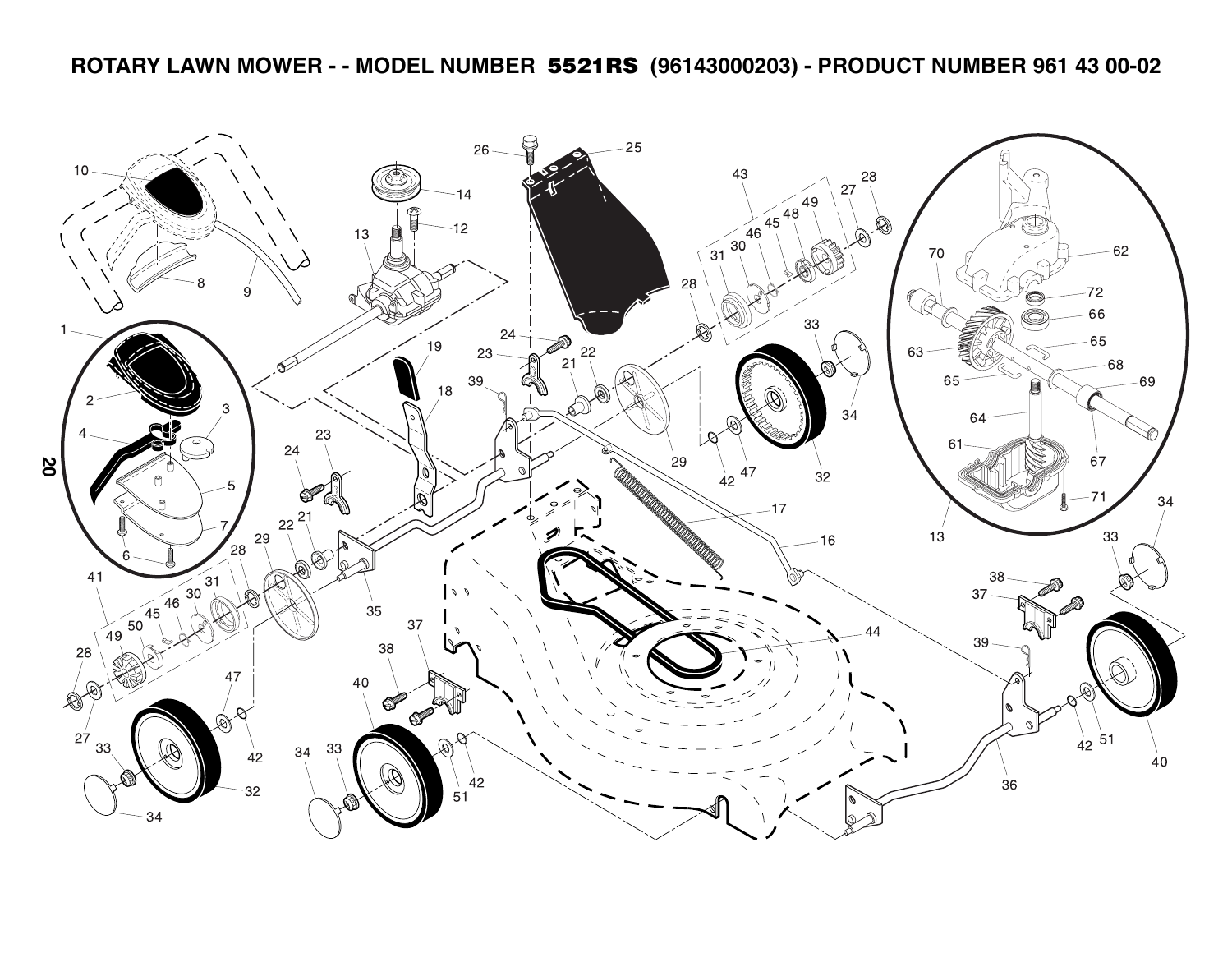# ROTARY LAWN MOWER - - MODEL NUMBER 5521RS (96143000203) - PRODUCT NUMBER 961 43 00-02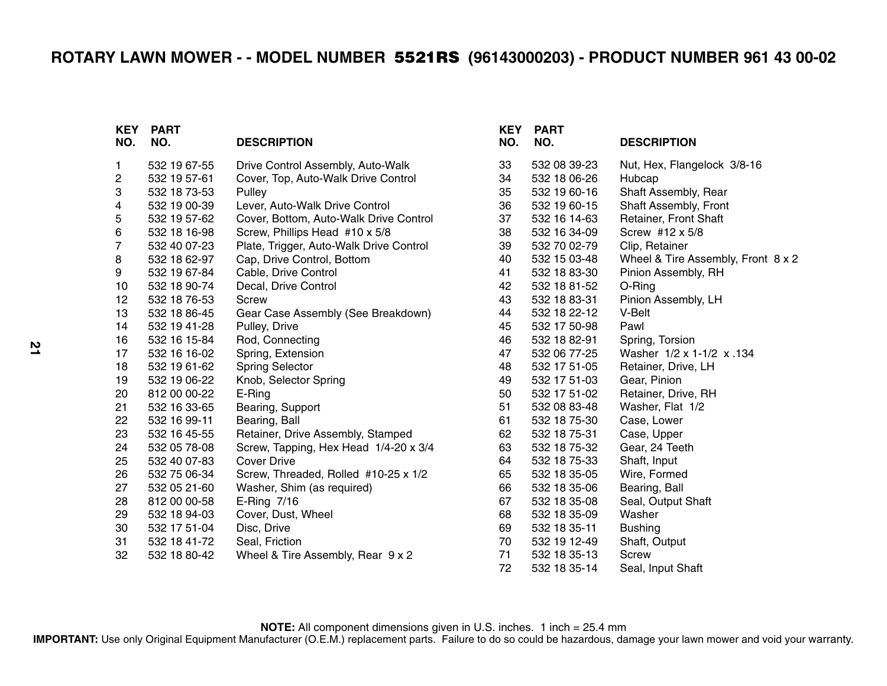# ROTARY LAWN MOWER - - MODEL NUMBER 5521RS (96143000203) - PRODUCT NUMBER 961 43 00-02

| KEY NO. | PART NO. | DESCRIPTION |
|---|---|---|
| 1 | 532 19 67-55 | Drive Control Assembly, Auto-Walk |
| 2 | 532 19 57-61 | Cover, Top, Auto-Walk Drive Control |
| 3 | 532 18 73-53 | Pulley |
| 4 | 532 19 00-39 | Lever, Auto-Walk Drive Control |
| 5 | 532 19 57-62 | Cover, Bottom, Auto-Walk Drive Control |
| 6 | 532 18 16-98 | Screw, Phillips Head #10 x 5/8 |
| 7 | 532 40 07-23 | Plate, Trigger, Auto-Walk Drive Control |
| 8 | 532 18 62-97 | Cap, Drive Control, Bottom |
| 9 | 532 19 67-84 | Cable, Drive Control |
| 10 | 532 18 90-74 | Decal, Drive Control |
| 12 | 532 18 76-53 | Screw |
| 13 | 532 18 86-45 | Gear Case Assembly (See Breakdown) |
| 14 | 532 19 41-28 | Pulley, Drive |
| 16 | 532 16 15-84 | Rod, Connecting |
| 17 | 532 16 16-02 | Spring, Extension |
| 18 | 532 19 61-62 | Spring Selector |
| 19 | 532 19 06-22 | Knob, Selector Spring |
| 20 | 812 00 00-22 | E-Ring |
| 21 | 532 16 33-65 | Bearing, Support |
| 22 | 532 16 99-11 | Bearing, Ball |
| 23 | 532 16 45-55 | Retainer, Drive Assembly, Stamped |
| 24 | 532 05 78-08 | Screw, Tapping, Hex Head 1/4-20 x 3/4 |
| 25 | 532 40 07-83 | Cover Drive |
| 26 | 532 75 06-34 | Screw, Threaded, Rolled #10-25 x 1/2 |
| 27 | 532 05 21-60 | Washer, Shim (as required) |
| 28 | 812 00 00-58 | E-Ring 7/16 |
| 29 | 532 18 94-03 | Cover, Dust, Wheel |
| 30 | 532 17 51-04 | Disc, Drive |
| 31 | 532 18 41-72 | Seal, Friction |
| 32 | 532 18 80-42 | Wheel & Tire Assembly, Rear 9 x 2 |
| 33 | 532 08 39-23 | Nut, Hex, Flangelock 3/8-16 |
| 34 | 532 18 06-26 | Hubcap |
| 35 | 532 19 60-16 | Shaft Assembly, Rear |
| 36 | 532 19 60-15 | Shaft Assembly, Front |
| 37 | 532 16 14-63 | Retainer, Front Shaft |
| 38 | 532 16 34-09 | Screw #12 x 5/8 |
| 39 | 532 70 02-79 | Clip, Retainer |
| 40 | 532 15 03-48 | Wheel & Tire Assembly, Front 8 x 2 |
| 41 | 532 18 83-30 | Pinion Assembly, RH |
| 42 | 532 18 81-52 | O-Ring |
| 43 | 532 18 83-31 | Pinion Assembly, LH |
| 44 | 532 18 22-12 | V-Belt |
| 45 | 532 17 50-98 | Pawl |
| 46 | 532 18 82-91 | Spring, Torsion |
| 47 | 532 06 77-25 | Washer 1/2 x 1-1/2 x .134 |
| 48 | 532 17 51-05 | Retainer, Drive, LH |
| 49 | 532 17 51-03 | Gear, Pinion |
| 50 | 532 17 51-02 | Retainer, Drive, RH |
| 51 | 532 08 83-48 | Washer, Flat 1/2 |
| 61 | 532 18 75-30 | Case, Lower |
| 62 | 532 18 75-31 | Case, Upper |
| 63 | 532 18 75-32 | Gear, 24 Teeth |
| 64 | 532 18 75-33 | Shaft, Input |
| 65 | 532 18 35-05 | Wire, Formed |
| 66 | 532 18 35-06 | Bearing, Ball |
| 67 | 532 18 35-08 | Seal, Output Shaft |
| 68 | 532 18 35-09 | Washer |
| 69 | 532 18 35-11 | Bushing |
| 70 | 532 19 12-49 | Shaft, Output |
| 71 | 532 18 35-13 | Screw |
| 72 | 532 18 35-14 | Seal, Input Shaft |

**NOTE:** All component dimensions given in U.S. inches. 1 inch = 25.4 mm

**IMPORTANT:** Use only Original Equipment Manufacturer (O.E.M.) replacement parts. Failure to do so could be hazardous, damage your lawn mower and void your warranty.